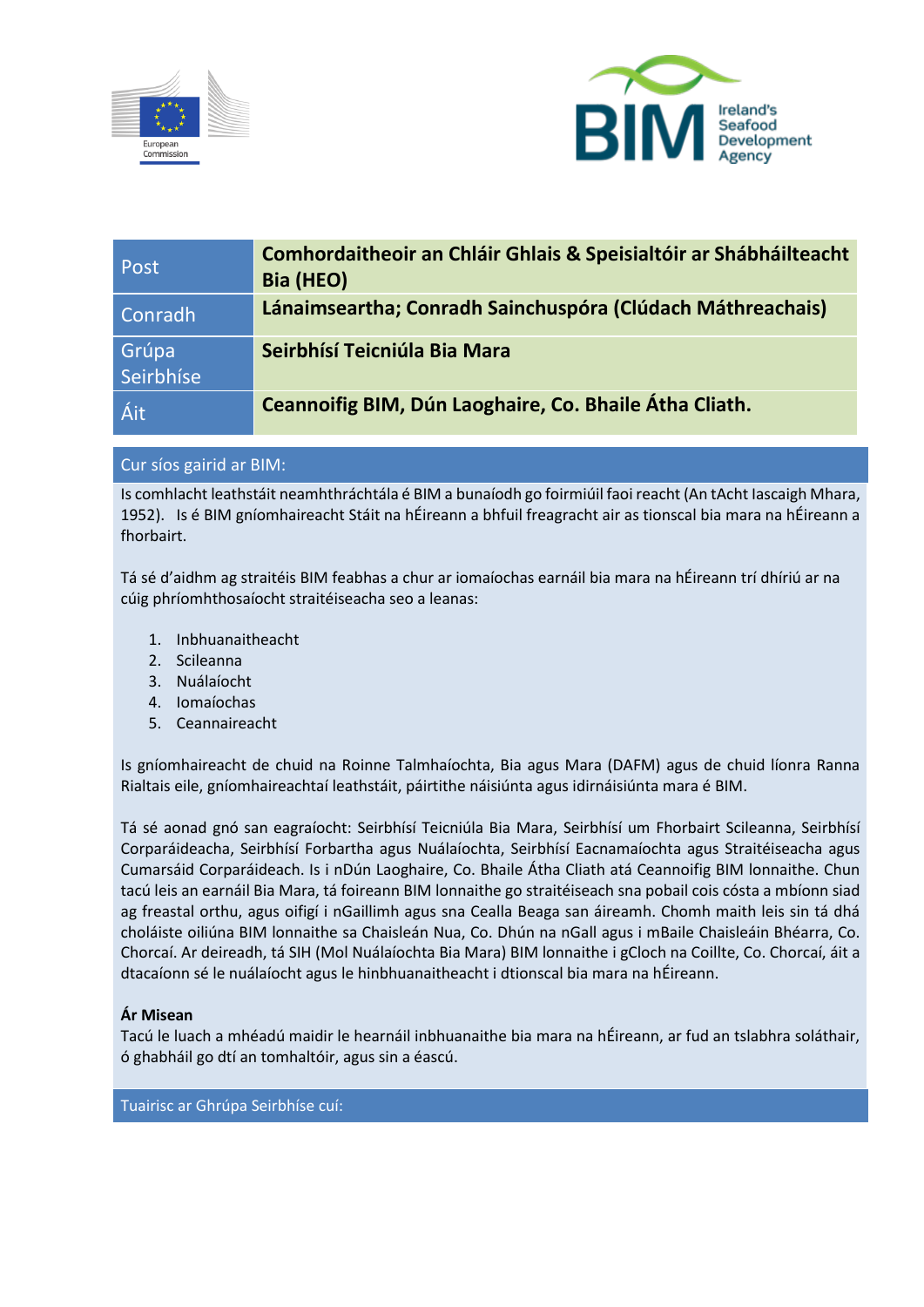European Commission

BIM Ireland's Seafood Development Agency

| Post | Comhordaitheoir an Chláir Ghlais & Speisialtóir ar Shábháilteacht Bia (HEO) |
|---|---|
| Conradh | Lánaimseartha; Conradh Sainchuspóra (Clúdach Máthreachais) |
| Grúpa Seirbhíse | Seirbhísí Teicniúla Bia Mara |
| Áit | Ceannoifig BIM, Dún Laoghaire, Co. Bhaile Átha Cliath. |

## Cur síos gairid ar BIM:

Is comhlacht leathstáit neamhthráchtála é BIM a bunaíodh go foirmiúil faoi reacht (An tAcht Iascaigh Mhara, 1952). Is é BIM gníomhaireacht Stáit na hÉireann a bhfuil freagracht air as tionscal bia mara na hÉireann a fhorbairt.

Tá sé d'aidhm ag straitéis BIM feabhas a chur ar iomaíochas earnáil bia mara na hÉireann trí dhíriú ar na cúig phríomhthosaíocht straitéiseacha seo a leanas:

1. Inbhuanaitheacht
2. Scileanna
3. Nuálaíocht
4. Iomaíochas
5. Ceannaireacht

Is gníomhaireacht de chuid na Roinne Talmhaíochta, Bia agus Mara (DAFM) agus de chuid líonra Ranna Rialtais eile, gníomhaireachtaí leathstáit, páirtithe náisiúnta agus idirnáisiúnta mara é BIM.

Tá sé aonad gnó san eagraíocht: Seirbhísí Teicniúla Bia Mara, Seirbhísí um Fhorbairt Scileanna, Seirbhísí Corparáideacha, Seirbhísí Forbartha agus Nuálaíochta, Seirbhísí Eacnamaíochta agus Straitéiseacha agus Cumarsáid Corparáideach. Is i nDún Laoghaire, Co. Bhaile Átha Cliath atá Ceannoifig BIM lonnaithe. Chun tacú leis an earnáil Bia Mara, tá foireann BIM lonnaithe go straitéiseach sna pobail cois cósta a mbíonn siad ag freastal orthu, agus oifigí i nGaillimh agus sna Cealla Beaga san áireamh. Chomh maith leis sin tá dhá choláiste oiliúna BIM lonnaithe sa Chaisleán Nua, Co. Dhún na nGall agus i mBaile Chaisleáin Bhéarra, Co. Chorcaí. Ar deireadh, tá SIH (Mol Nuálaíochta Bia Mara) BIM lonnaithe i gCloch na Coillte, Co. Chorcaí, áit a dtacaíonn sé le nuálaíocht agus le hinbhuanaitheacht i dtionscal bia mara na hÉireann.

**Ár Misean**
Tacú le luach a mhéadú maidir le hearnáil inbhuanaithe bia mara na hÉireann, ar fud an tslabhra soláthair, ó ghabháil go dtí an tomhaltóir, agus sin a éascú.

## Tuairisc ar Ghrúpa Seirbhíse cuí: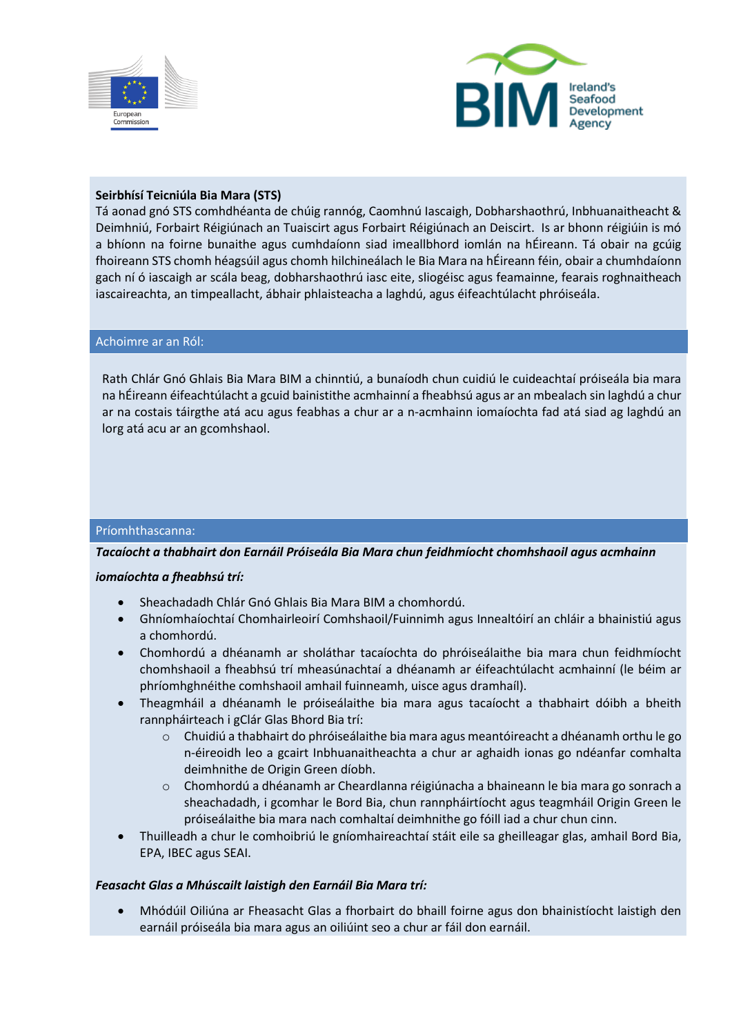**Seirbhísí Teicniúla Bia Mara (STS)**

Tá aonad gnó STS comhdhéanta de chúig rannóg, Caomhnú Iascaigh, Dobharshaothrú, Inbhuanaitheacht & Deimhniú, Forbairt Réigiúnach an Tuaiscirt agus Forbairt Réigiúnach an Deiscirt. Is ar bhonn réigiúin is mó a bhíonn na foirne bunaithe agus cumhdaíonn siad imeallbhord iomlán na hÉireann. Tá obair na gcúig fhoireann STS chomh héagsúil agus chomh hilchineálach le Bia Mara na hÉireann féin, obair a chumhdaíonn gach ní ó iascaigh ar scála beag, dobharshaothrú iasc eite, sliogéisc agus feamainne, fearais roghnaitheach iascaireachta, an timpeallacht, ábhair phlaisteacha a laghdú, agus éifeachtúlacht phróiseála.

## Achoimre ar an Ról:

Rath Chlár Gnó Ghlais Bia Mara BIM a chinntiú, a bunaíodh chun cuidiú le cuideachtaí próiseála bia mara na hÉireann éifeachtúlacht a gcuid bainistithe acmhainní a fheabhsú agus ar an mbealach sin laghdú a chur ar na costais táirgthe atá acu agus feabhas a chur ar a n-acmhainn iomaíochta fad atá siad ag laghdú an lorg atá acu ar an gcomhshaol.

## Príomhthascanna:

***Tacaíocht a thabhairt don Earnáil Próiseála Bia Mara chun feidhmíocht chomhshaoil agus acmhainn iomaíochta a fheabhsú trí:***

- Sheachadadh Chlár Gnó Ghlais Bia Mara BIM a chomhordú.
- Ghníomhaíochtaí Chomhairleoirí Comhshaoil/Fuinnimh agus Innealtóirí an chláir a bhainistiú agus a chomhordú.
- Chomhordú a dhéanamh ar sholáthar tacaíochta do phróiseálaithe bia mara chun feidhmíocht chomhshaoil a fheabhsú trí mheasúnachtaí a dhéanamh ar éifeachtúlacht acmhainní (le béim ar phríomhghnéithe comhshaoil amhail fuinneamh, uisce agus dramhaíl).
- Theagmháil a dhéanamh le próiseálaithe bia mara agus tacaíocht a thabhairt dóibh a bheith rannpháirteach i gClár Glas Bhord Bia trí:
  - Chuidiú a thabhairt do phróiseálaithe bia mara agus meantóireacht a dhéanamh orthu le go n-éireoidh leo a gcairt Inbhuanaitheachta a chur ar aghaidh ionas go ndéanfar comhalta deimhnithe de Origin Green díobh.
  - Chomhordú a dhéanamh ar Cheardlanna réigiúnacha a bhaineann le bia mara go sonrach a sheachadadh, i gcomhar le Bord Bia, chun rannpháirtíocht agus teagmháil Origin Green le próiseálaithe bia mara nach comhaltaí deimhnithe go fóill iad a chur chun cinn.
- Thuilleadh a chur le comhoibriú le gníomhaireachtaí stáit eile sa gheilleagar glas, amhail Bord Bia, EPA, IBEC agus SEAI.

***Feasacht Glas a Mhúscailt laistigh den Earnáil Bia Mara trí:***

- Mhódúil Oiliúna ar Fheasacht Glas a fhorbairt do bhaill foirne agus don bhainistíocht laistigh den earnáil próiseála bia mara agus an oiliúint seo a chur ar fáil don earnáil.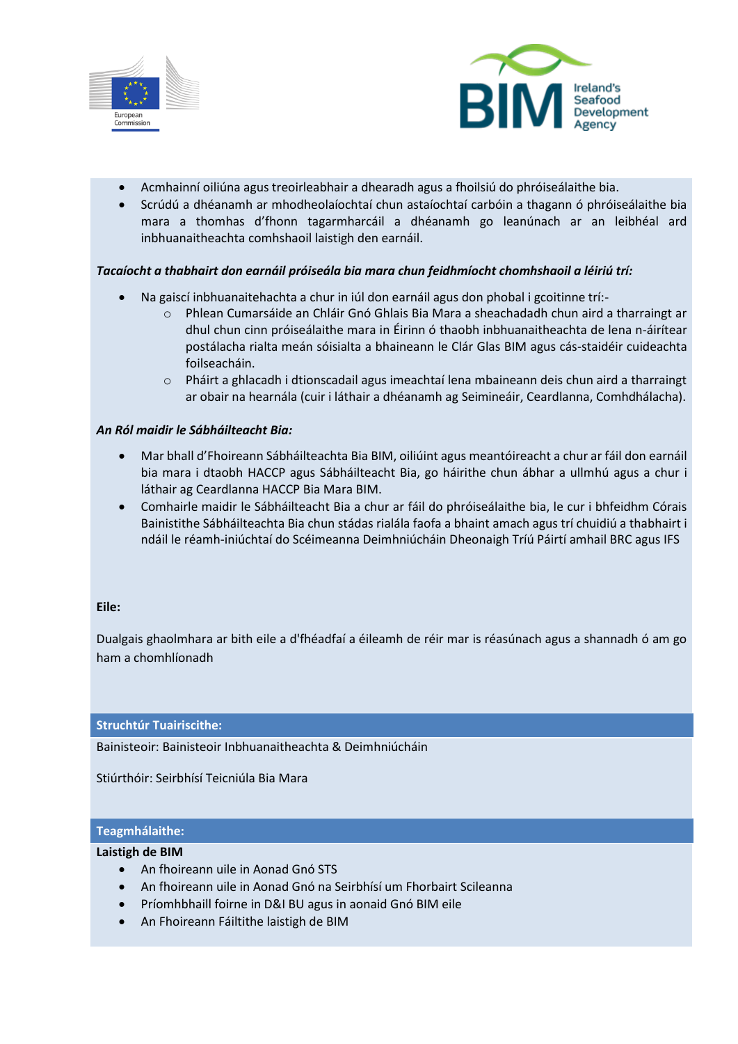- Acmhainní oiliúna agus treoirleabhair a dhearadh agus a fhoilsiú do phróiseálaithe bia.
- Scrúdú a dhéanamh ar mhodheolaíochtaí chun astaíochtaí carbóin a thagann ó phróiseálaithe bia mara a thomhas d'fhonn tagarmharcáil a dhéanamh go leanúnach ar an leibhéal ard inbhuanaitheachta comhshaoil laistigh den earnáil.

***Tacaíocht a thabhairt don earnáil próiseála bia mara chun feidhmíocht chomhshaoil a léiriú trí:***

- Na gaiscí inbhuanaitehachta a chur in iúl don earnáil agus don phobal i gcoitinne trí:-
    - Phlean Cumarsáide an Chláir Gnó Ghlais Bia Mara a sheachadadh chun aird a tharraingt ar dhul chun cinn próiseálaithe mara in Éirinn ó thaobh inbhuanaitheachta de lena n-áirítear postálacha rialta meán sóisialta a bhaineann le Clár Glas BIM agus cás-staidéir cuideachta foilseacháin.
    - Pháirt a ghlacadh i dtionscadail agus imeachtaí lena mbaineann deis chun aird a tharraingt ar obair na hearnála (cuir i láthair a dhéanamh ag Seimineáir, Ceardlanna, Comhdhálacha).

***An Ról maidir le Sábháilteacht Bia:***

- Mar bhall d'Fhoireann Sábháilteachta Bia BIM, oiliúint agus meantóireacht a chur ar fáil don earnáil bia mara i dtaobh HACCP agus Sábháilteacht Bia, go háirithe chun ábhar a ullmhú agus a chur i láthair ag Ceardlanna HACCP Bia Mara BIM.
- Comhairle maidir le Sábháilteacht Bia a chur ar fáil do phróiseálaithe bia, le cur i bhfeidhm Córais Bainistithe Sábháilteachta Bia chun stádas rialála faofa a bhaint amach agus trí chuidiú a thabhairt i ndáil le réamh-iniúchtaí do Scéimeanna Deimhniúcháin Dheonaigh Tríú Páirtí amhail BRC agus IFS

**Eile:**

Dualgais ghaolmhara ar bith eile a d'fhéadfaí a éileamh de réir mar is réasúnach agus a shannadh ó am go ham a chomhlíonadh

## Struchtúr Tuairiscithe:

Bainisteoir: Bainisteoir Inbhuanaitheachta & Deimhniúcháin

Stiúrthóir: Seirbhísí Teicniúla Bia Mara

## Teagmhálaithe:

**Laistigh de BIM**

- An fhoireann uile in Aonad Gnó STS
- An fhoireann uile in Aonad Gnó na Seirbhísí um Fhorbairt Scileanna
- Príomhbhaill foirne in D&I BU agus in aonaid Gnó BIM eile
- An Fhoireann Fáiltithe laistigh de BIM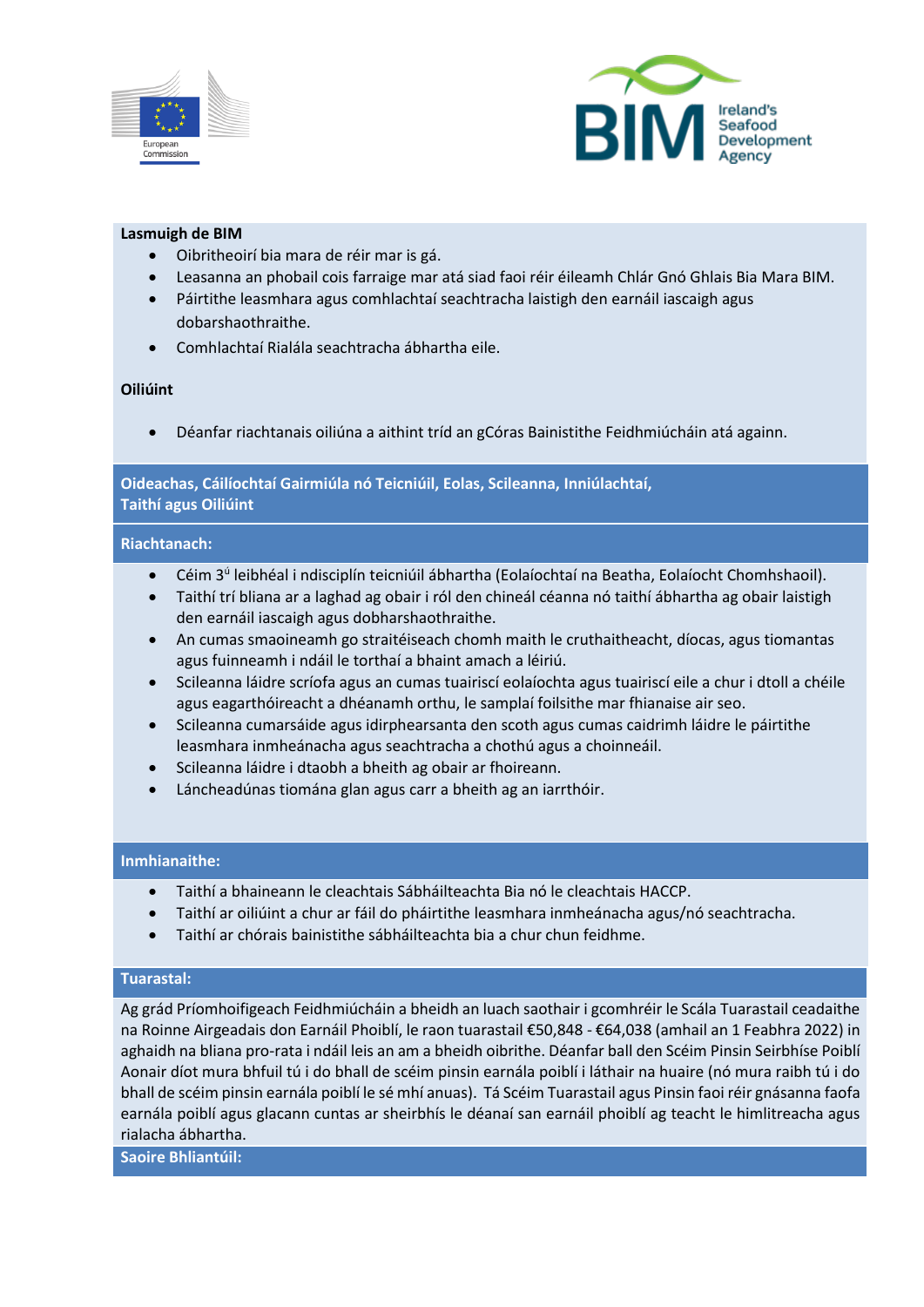**Lasmuigh de BIM**

- Oibritheoirí bia mara de réir mar is gá.
- Leasanna an phobail cois farraige mar atá siad faoi réir éileamh Chlár Gnó Ghlais Bia Mara BIM.
- Páirtithe leasmhara agus comhlachtaí seachtracha laistigh den earnáil iascaigh agus dobharshaothraithe.
- Comhlachtaí Rialála seachtracha ábhartha eile.

**Oiliúint**

- Déanfar riachtanais oiliúna a aithint tríd an gCóras Bainistithe Feidhmiúcháin atá againn.

## Oideachas, Cáilíochtaí Gairmiúla nó Teicniúil, Eolas, Scileanna, Inniúlachtaí, Taithí agus Oiliúint

### Riachtanach:

- Céim 3ú leibhéal i ndisciplín teicniúil ábhartha (Eolaíochtaí na Beatha, Eolaíocht Chomhshaoil).
- Taithí trí bliana ar a laghad ag obair i ról den chineál céanna nó taithí ábhartha ag obair laistigh den earnáil iascaigh agus dobharshaothraithe.
- An cumas smaoineamh go straitéiseach chomh maith le cruthaitheacht, díocas, agus tiomantas agus fuinneamh i ndáil le torthaí a bhaint amach a léiriú.
- Scileanna láidre scríofa agus an cumas tuairiscí eolaíochta agus tuairiscí eile a chur i dtoll a chéile agus eagarthóireacht a dhéanamh orthu, le samplaí foilsithe mar fhianaise air seo.
- Scileanna cumarsáide agus idirphearsanta den scoth agus cumas caidrimh láidre le páirtithe leasmhara inmheánacha agus seachtracha a chothú agus a choinneáil.
- Scileanna láidre i dtaobh a bheith ag obair ar fhoireann.
- Láncheadúnas tiomána glan agus carr a bheith ag an iarrthóir.

### Inmhianaithe:

- Taithí a bhaineann le cleachtais Sábháilteachta Bia nó le cleachtais HACCP.
- Taithí ar oiliúint a chur ar fáil do pháirtithe leasmhara inmheánacha agus/nó seachtracha.
- Taithí ar chórais bainistithe sábháilteachta bia a chur chun feidhme.

### Tuarastal:

Ag grád Príomhoifigeach Feidhmiúcháin a bheidh an luach saothair i gcomhréir le Scála Tuarastail ceadaithe na Roinne Airgeadais don Earnáil Phoiblí, le raon tuarastail €50,848 - €64,038 (amhail an 1 Feabhra 2022) in aghaidh na bliana pro-rata i ndáil leis an am a bheidh oibrithe. Déanfar ball den Scéim Pinsin Seirbhíse Poiblí Aonair díot mura bhfuil tú i do bhall de scéim pinsin earnála poiblí i láthair na huaire (nó mura raibh tú i do bhall de scéim pinsin earnála poiblí le sé mhí anuas). Tá Scéim Tuarastail agus Pinsin faoi réir gnásanna faofa earnála poiblí agus glacann cuntas ar sheirbhís le déanaí san earnáil phoiblí ag teacht le himlitreacha agus rialacha ábhartha.

### Saoire Bhliantúil: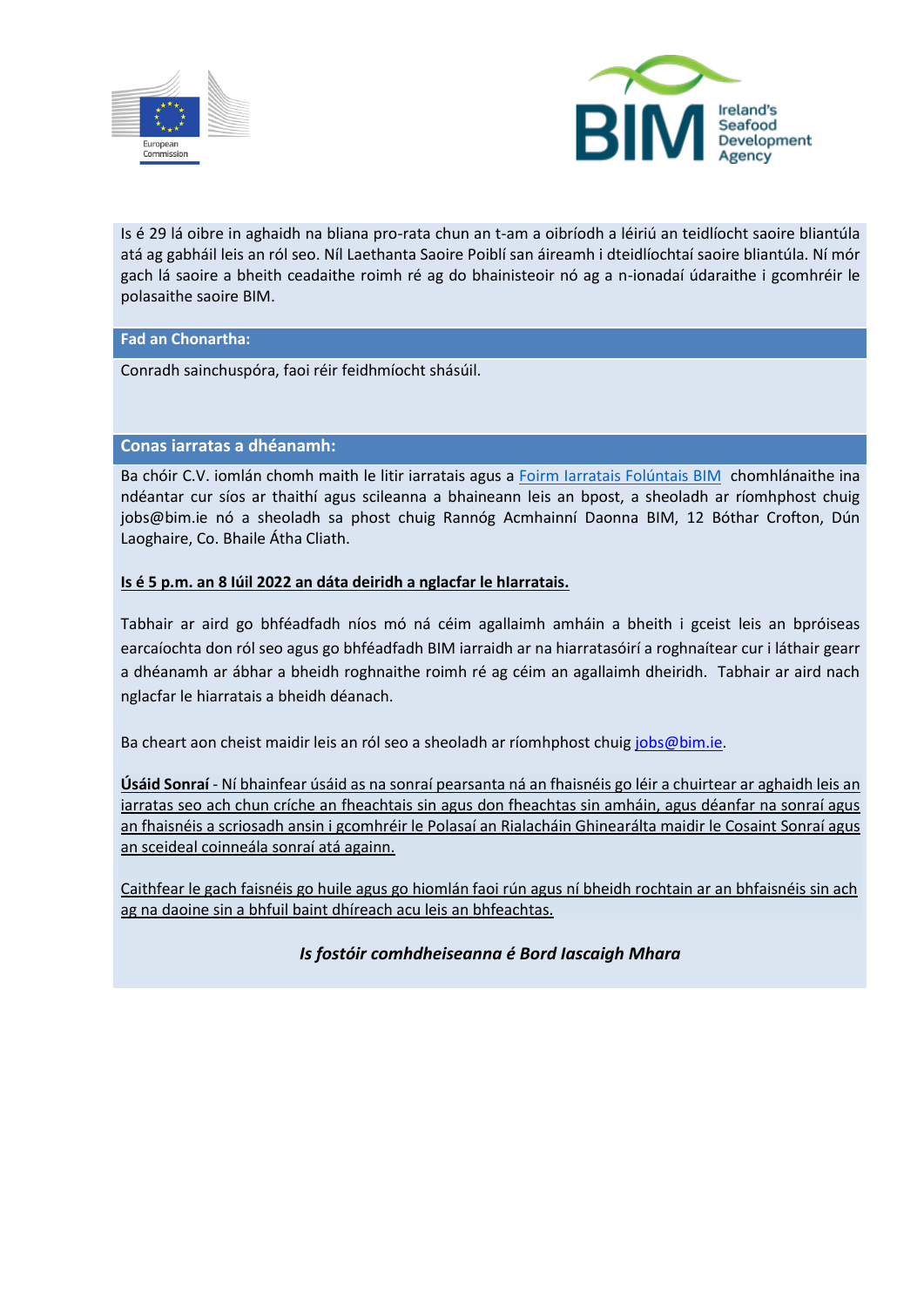Is é 29 lá oibre in aghaidh na bliana pro-rata chun an t-am a oibríodh a léiriú an teidlíocht saoire bliantúla atá ag gabháil leis an ról seo. Níl Laethanta Saoire Poiblí san áireamh i dteidlíochtaí saoire bliantúla. Ní mór gach lá saoire a bheith ceadaithe roimh ré ag do bhainisteoir nó ag a n-ionadaí údaraithe i gcomhréir le polasaithe saoire BIM.

## Fad an Chonartha:

Conradh sainchuspóra, faoi réir feidhmíocht shásúil.

## Conas iarratas a dhéanamh:

Ba chóir C.V. iomlán chomh maith le litir iarratais agus a Foirm Iarratais Folúntais BIM chomhlánaithe ina ndéantar cur síos ar thaithí agus scileanna a bhaineann leis an bpost, a sheoladh ar ríomhphost chuig jobs@bim.ie nó a sheoladh sa phost chuig Rannóg Acmhainní Daonna BIM, 12 Bóthar Crofton, Dún Laoghaire, Co. Bhaile Átha Cliath.

**Is é 5 p.m. an 8 Iúil 2022 an dáta deiridh a nglacfar le hIarratais.**

Tabhair ar aird go bhféadfadh níos mó ná céim agallaimh amháin a bheith i gceist leis an bpróiseas earcaíochta don ról seo agus go bhféadfadh BIM iarraidh ar na hiarratasóirí a roghnaítear cur i láthair gearr a dhéanamh ar ábhar a bheidh roghnaithe roimh ré ag céim an agallaimh dheiridh. Tabhair ar aird nach nglacfar le hiarratais a bheidh déanach.

Ba cheart aon cheist maidir leis an ról seo a sheoladh ar ríomhphost chuig jobs@bim.ie.

**Úsáid Sonraí** - Ní bhainfear úsáid as na sonraí pearsanta ná an fhaisnéis go léir a chuirtear ar aghaidh leis an iarratas seo ach chun críche an fheachtais sin agus don fheachtas sin amháin, agus déanfar na sonraí agus an fhaisnéis a scriosadh ansin i gcomhréir le Polasaí an Rialacháin Ghinearálta maidir le Cosaint Sonraí agus an sceideal coinneála sonraí atá againn.

Caithfear le gach faisnéis go huile agus go hiomlán faoi rún agus ní bheidh rochtain ar an bhfaisnéis sin ach ag na daoine sin a bhfuil baint dhíreach acu leis an bhfeachtas.

***Is fostóir comhdheiseanna é Bord Iascaigh Mhara***